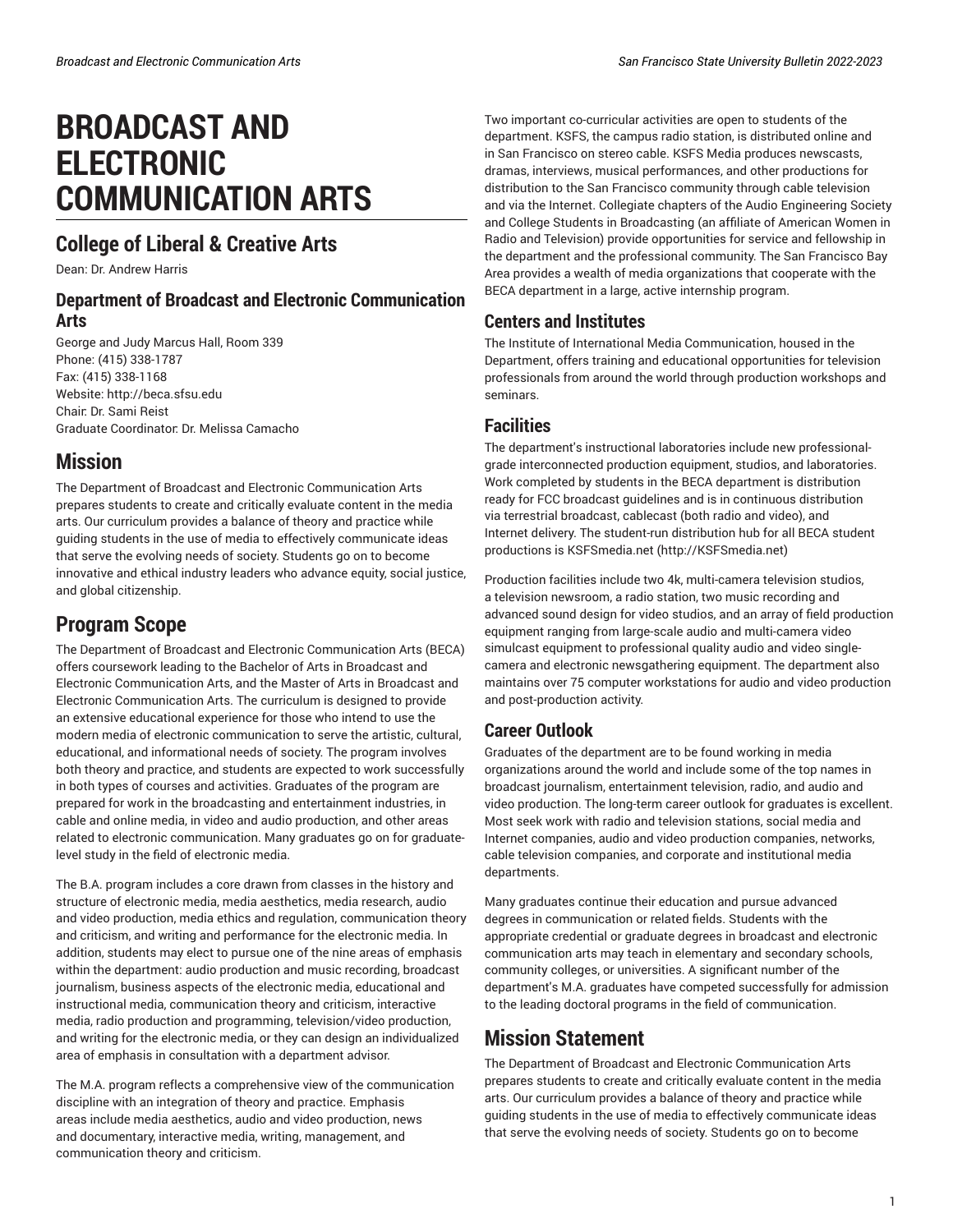# BROADCAST AND ELECTRONIC COMMUNICATION ARTS

## College of Liberal & Creative Arts

Dean: Dr. Andrew Harris

### Department of Broadcast and Electronic Communication Arts

George and Judy Marcus Hall, Room 339
Phone: (415) 338-1787
Fax: (415) 338-1168
Website: http://beca.sfsu.edu
Chair: Dr. Sami Reist
Graduate Coordinator: Dr. Melissa Camacho

## Mission

The Department of Broadcast and Electronic Communication Arts prepares students to create and critically evaluate content in the media arts. Our curriculum provides a balance of theory and practice while guiding students in the use of media to effectively communicate ideas that serve the evolving needs of society. Students go on to become innovative and ethical industry leaders who advance equity, social justice, and global citizenship.

## Program Scope

The Department of Broadcast and Electronic Communication Arts (BECA) offers coursework leading to the Bachelor of Arts in Broadcast and Electronic Communication Arts, and the Master of Arts in Broadcast and Electronic Communication Arts. The curriculum is designed to provide an extensive educational experience for those who intend to use the modern media of electronic communication to serve the artistic, cultural, educational, and informational needs of society. The program involves both theory and practice, and students are expected to work successfully in both types of courses and activities. Graduates of the program are prepared for work in the broadcasting and entertainment industries, in cable and online media, in video and audio production, and other areas related to electronic communication. Many graduates go on for graduate-level study in the field of electronic media.

The B.A. program includes a core drawn from classes in the history and structure of electronic media, media aesthetics, media research, audio and video production, media ethics and regulation, communication theory and criticism, and writing and performance for the electronic media. In addition, students may elect to pursue one of the nine areas of emphasis within the department: audio production and music recording, broadcast journalism, business aspects of the electronic media, educational and instructional media, communication theory and criticism, interactive media, radio production and programming, television/video production, and writing for the electronic media, or they can design an individualized area of emphasis in consultation with a department advisor.

The M.A. program reflects a comprehensive view of the communication discipline with an integration of theory and practice. Emphasis areas include media aesthetics, audio and video production, news and documentary, interactive media, writing, management, and communication theory and criticism.

Two important co-curricular activities are open to students of the department. KSFS, the campus radio station, is distributed online and in San Francisco on stereo cable. KSFS Media produces newscasts, dramas, interviews, musical performances, and other productions for distribution to the San Francisco community through cable television and via the Internet. Collegiate chapters of the Audio Engineering Society and College Students in Broadcasting (an affiliate of American Women in Radio and Television) provide opportunities for service and fellowship in the department and the professional community. The San Francisco Bay Area provides a wealth of media organizations that cooperate with the BECA department in a large, active internship program.

### Centers and Institutes

The Institute of International Media Communication, housed in the Department, offers training and educational opportunities for television professionals from around the world through production workshops and seminars.

### Facilities

The department's instructional laboratories include new professional-grade interconnected production equipment, studios, and laboratories. Work completed by students in the BECA department is distribution ready for FCC broadcast guidelines and is in continuous distribution via terrestrial broadcast, cablecast (both radio and video), and Internet delivery. The student-run distribution hub for all BECA student productions is KSFSmedia.net (http://KSFSmedia.net)

Production facilities include two 4k, multi-camera television studios, a television newsroom, a radio station, two music recording and advanced sound design for video studios, and an array of field production equipment ranging from large-scale audio and multi-camera video simulcast equipment to professional quality audio and video single-camera and electronic newsgathering equipment. The department also maintains over 75 computer workstations for audio and video production and post-production activity.

### Career Outlook

Graduates of the department are to be found working in media organizations around the world and include some of the top names in broadcast journalism, entertainment television, radio, and audio and video production. The long-term career outlook for graduates is excellent. Most seek work with radio and television stations, social media and Internet companies, audio and video production companies, networks, cable television companies, and corporate and institutional media departments.

Many graduates continue their education and pursue advanced degrees in communication or related fields. Students with the appropriate credential or graduate degrees in broadcast and electronic communication arts may teach in elementary and secondary schools, community colleges, or universities. A significant number of the department's M.A. graduates have competed successfully for admission to the leading doctoral programs in the field of communication.

## Mission Statement

The Department of Broadcast and Electronic Communication Arts prepares students to create and critically evaluate content in the media arts. Our curriculum provides a balance of theory and practice while guiding students in the use of media to effectively communicate ideas that serve the evolving needs of society. Students go on to become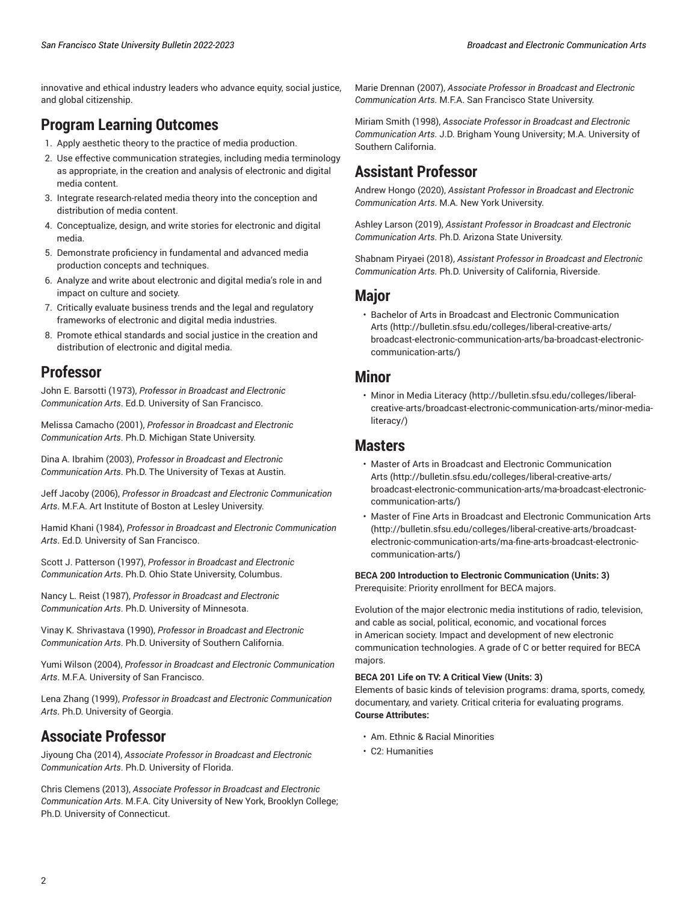innovative and ethical industry leaders who advance equity, social justice, and global citizenship.

## Program Learning Outcomes

1. Apply aesthetic theory to the practice of media production.
2. Use effective communication strategies, including media terminology as appropriate, in the creation and analysis of electronic and digital media content.
3. Integrate research-related media theory into the conception and distribution of media content.
4. Conceptualize, design, and write stories for electronic and digital media.
5. Demonstrate proficiency in fundamental and advanced media production concepts and techniques.
6. Analyze and write about electronic and digital media's role in and impact on culture and society.
7. Critically evaluate business trends and the legal and regulatory frameworks of electronic and digital media industries.
8. Promote ethical standards and social justice in the creation and distribution of electronic and digital media.

## Professor

John E. Barsotti (1973), *Professor in Broadcast and Electronic Communication Arts*. Ed.D. University of San Francisco.

Melissa Camacho (2001), *Professor in Broadcast and Electronic Communication Arts*. Ph.D. Michigan State University.

Dina A. Ibrahim (2003), *Professor in Broadcast and Electronic Communication Arts*. Ph.D. The University of Texas at Austin.

Jeff Jacoby (2006), *Professor in Broadcast and Electronic Communication Arts*. M.F.A. Art Institute of Boston at Lesley University.

Hamid Khani (1984), *Professor in Broadcast and Electronic Communication Arts*. Ed.D. University of San Francisco.

Scott J. Patterson (1997), *Professor in Broadcast and Electronic Communication Arts*. Ph.D. Ohio State University, Columbus.

Nancy L. Reist (1987), *Professor in Broadcast and Electronic Communication Arts*. Ph.D. University of Minnesota.

Vinay K. Shrivastava (1990), *Professor in Broadcast and Electronic Communication Arts*. Ph.D. University of Southern California.

Yumi Wilson (2004), *Professor in Broadcast and Electronic Communication Arts*. M.F.A. University of San Francisco.

Lena Zhang (1999), *Professor in Broadcast and Electronic Communication Arts*. Ph.D. University of Georgia.

## Associate Professor

Jiyoung Cha (2014), *Associate Professor in Broadcast and Electronic Communication Arts*. Ph.D. University of Florida.

Chris Clemens (2013), *Associate Professor in Broadcast and Electronic Communication Arts*. M.F.A. City University of New York, Brooklyn College; Ph.D. University of Connecticut.

Marie Drennan (2007), *Associate Professor in Broadcast and Electronic Communication Arts*. M.F.A. San Francisco State University.

Miriam Smith (1998), *Associate Professor in Broadcast and Electronic Communication Arts*. J.D. Brigham Young University; M.A. University of Southern California.

## Assistant Professor

Andrew Hongo (2020), *Assistant Professor in Broadcast and Electronic Communication Arts*. M.A. New York University.

Ashley Larson (2019), *Assistant Professor in Broadcast and Electronic Communication Arts*. Ph.D. Arizona State University.

Shabnam Piryaei (2018), *Assistant Professor in Broadcast and Electronic Communication Arts*. Ph.D. University of California, Riverside.

## Major

- Bachelor of Arts in Broadcast and Electronic Communication Arts (http://bulletin.sfsu.edu/colleges/liberal-creative-arts/broadcast-electronic-communication-arts/ba-broadcast-electronic-communication-arts/)

## Minor

- Minor in Media Literacy (http://bulletin.sfsu.edu/colleges/liberal-creative-arts/broadcast-electronic-communication-arts/minor-media-literacy/)

## Masters

- Master of Arts in Broadcast and Electronic Communication Arts (http://bulletin.sfsu.edu/colleges/liberal-creative-arts/broadcast-electronic-communication-arts/ma-broadcast-electronic-communication-arts/)
- Master of Fine Arts in Broadcast and Electronic Communication Arts (http://bulletin.sfsu.edu/colleges/liberal-creative-arts/broadcast-electronic-communication-arts/ma-fine-arts-broadcast-electronic-communication-arts/)

**BECA 200 Introduction to Electronic Communication (Units: 3)**
Prerequisite: Priority enrollment for BECA majors.

Evolution of the major electronic media institutions of radio, television, and cable as social, political, economic, and vocational forces in American society. Impact and development of new electronic communication technologies. A grade of C or better required for BECA majors.

**BECA 201 Life on TV: A Critical View (Units: 3)**
Elements of basic kinds of television programs: drama, sports, comedy, documentary, and variety. Critical criteria for evaluating programs.
**Course Attributes:**

- Am. Ethnic & Racial Minorities
- C2: Humanities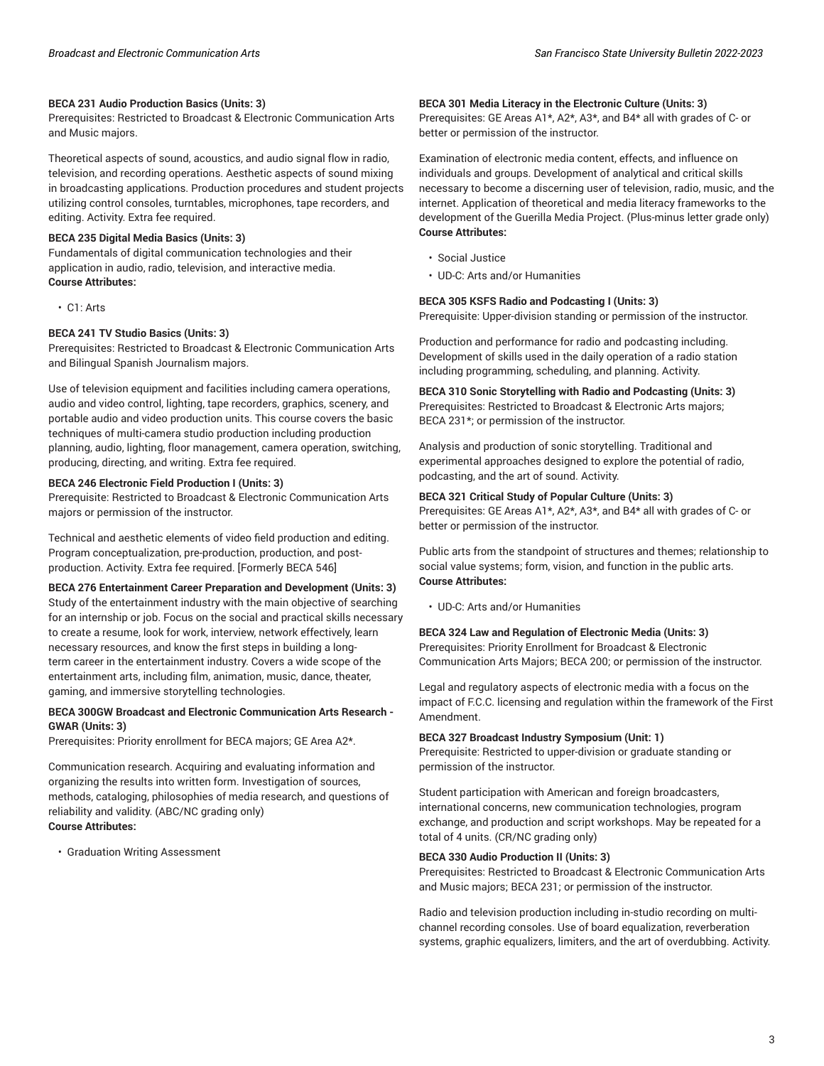**BECA 231 Audio Production Basics (Units: 3)**
Prerequisites: Restricted to Broadcast & Electronic Communication Arts and Music majors.

Theoretical aspects of sound, acoustics, and audio signal flow in radio, television, and recording operations. Aesthetic aspects of sound mixing in broadcasting applications. Production procedures and student projects utilizing control consoles, turntables, microphones, tape recorders, and editing. Activity. Extra fee required.

**BECA 235 Digital Media Basics (Units: 3)**
Fundamentals of digital communication technologies and their application in audio, radio, television, and interactive media.
**Course Attributes:**

- C1: Arts

**BECA 241 TV Studio Basics (Units: 3)**
Prerequisites: Restricted to Broadcast & Electronic Communication Arts and Bilingual Spanish Journalism majors.

Use of television equipment and facilities including camera operations, audio and video control, lighting, tape recorders, graphics, scenery, and portable audio and video production units. This course covers the basic techniques of multi-camera studio production including production planning, audio, lighting, floor management, camera operation, switching, producing, directing, and writing. Extra fee required.

**BECA 246 Electronic Field Production I (Units: 3)**
Prerequisite: Restricted to Broadcast & Electronic Communication Arts majors or permission of the instructor.

Technical and aesthetic elements of video field production and editing. Program conceptualization, pre-production, production, and post-production. Activity. Extra fee required. [Formerly BECA 546]

**BECA 276 Entertainment Career Preparation and Development (Units: 3)**
Study of the entertainment industry with the main objective of searching for an internship or job. Focus on the social and practical skills necessary to create a resume, look for work, interview, network effectively, learn necessary resources, and know the first steps in building a long-term career in the entertainment industry. Covers a wide scope of the entertainment arts, including film, animation, music, dance, theater, gaming, and immersive storytelling technologies.

**BECA 300GW Broadcast and Electronic Communication Arts Research - GWAR (Units: 3)**
Prerequisites: Priority enrollment for BECA majors; GE Area A2*.

Communication research. Acquiring and evaluating information and organizing the results into written form. Investigation of sources, methods, cataloging, philosophies of media research, and questions of reliability and validity. (ABC/NC grading only)
**Course Attributes:**

- Graduation Writing Assessment

**BECA 301 Media Literacy in the Electronic Culture (Units: 3)**
Prerequisites: GE Areas A1*, A2*, A3*, and B4* all with grades of C- or better or permission of the instructor.

Examination of electronic media content, effects, and influence on individuals and groups. Development of analytical and critical skills necessary to become a discerning user of television, radio, music, and the internet. Application of theoretical and media literacy frameworks to the development of the Guerilla Media Project. (Plus-minus letter grade only)
**Course Attributes:**

- Social Justice
- UD-C: Arts and/or Humanities

**BECA 305 KSFS Radio and Podcasting I (Units: 3)**
Prerequisite: Upper-division standing or permission of the instructor.

Production and performance for radio and podcasting including. Development of skills used in the daily operation of a radio station including programming, scheduling, and planning. Activity.

**BECA 310 Sonic Storytelling with Radio and Podcasting (Units: 3)**
Prerequisites: Restricted to Broadcast & Electronic Arts majors; BECA 231*; or permission of the instructor.

Analysis and production of sonic storytelling. Traditional and experimental approaches designed to explore the potential of radio, podcasting, and the art of sound. Activity.

**BECA 321 Critical Study of Popular Culture (Units: 3)**
Prerequisites: GE Areas A1*, A2*, A3*, and B4* all with grades of C- or better or permission of the instructor.

Public arts from the standpoint of structures and themes; relationship to social value systems; form, vision, and function in the public arts.
**Course Attributes:**

- UD-C: Arts and/or Humanities

**BECA 324 Law and Regulation of Electronic Media (Units: 3)**
Prerequisites: Priority Enrollment for Broadcast & Electronic Communication Arts Majors; BECA 200; or permission of the instructor.

Legal and regulatory aspects of electronic media with a focus on the impact of F.C.C. licensing and regulation within the framework of the First Amendment.

**BECA 327 Broadcast Industry Symposium (Unit: 1)**
Prerequisite: Restricted to upper-division or graduate standing or permission of the instructor.

Student participation with American and foreign broadcasters, international concerns, new communication technologies, program exchange, and production and script workshops. May be repeated for a total of 4 units. (CR/NC grading only)

**BECA 330 Audio Production II (Units: 3)**
Prerequisites: Restricted to Broadcast & Electronic Communication Arts and Music majors; BECA 231; or permission of the instructor.

Radio and television production including in-studio recording on multi-channel recording consoles. Use of board equalization, reverberation systems, graphic equalizers, limiters, and the art of overdubbing. Activity.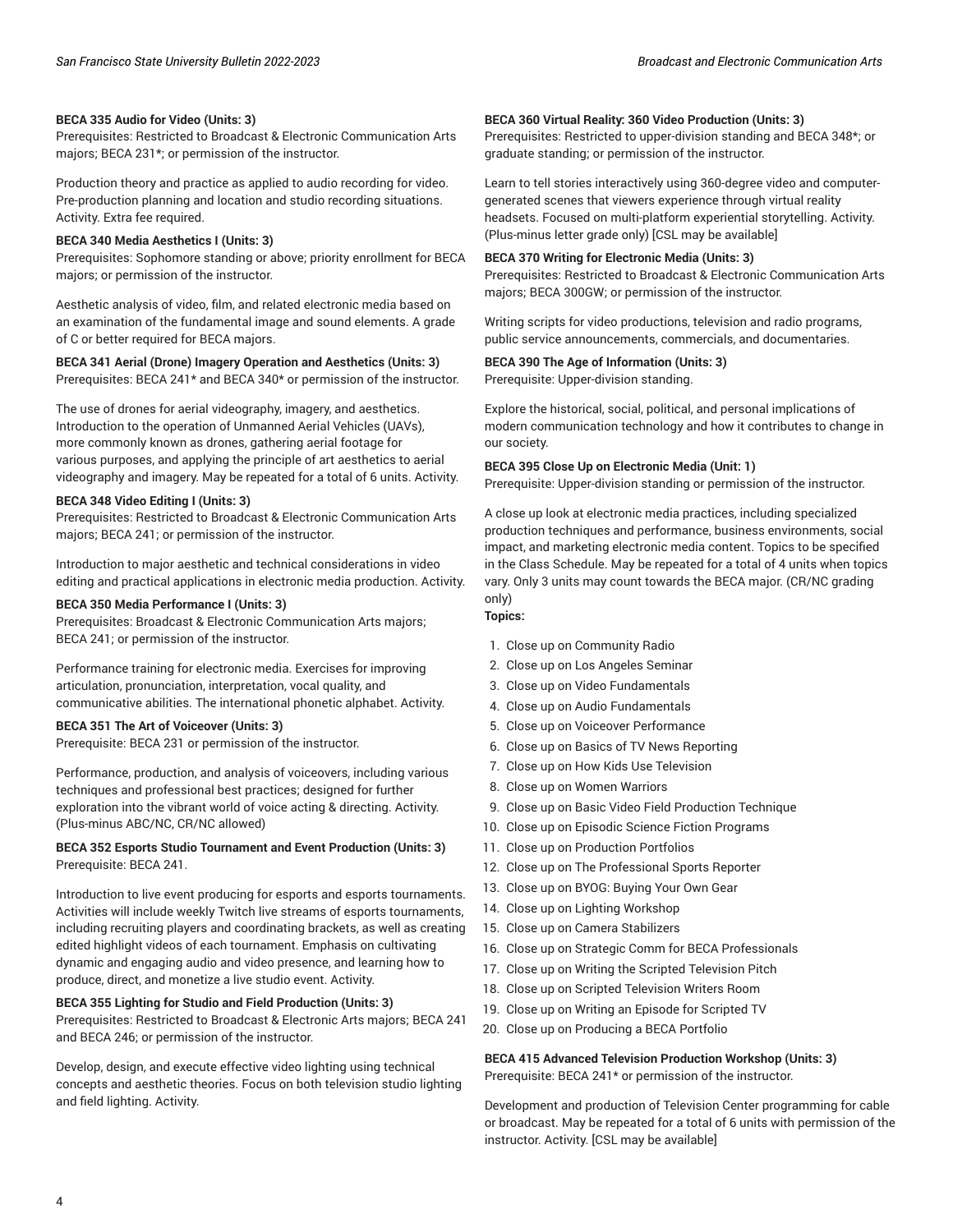**BECA 335 Audio for Video (Units: 3)**
Prerequisites: Restricted to Broadcast & Electronic Communication Arts majors; BECA 231*; or permission of the instructor.

Production theory and practice as applied to audio recording for video. Pre-production planning and location and studio recording situations. Activity. Extra fee required.

**BECA 340 Media Aesthetics I (Units: 3)**
Prerequisites: Sophomore standing or above; priority enrollment for BECA majors; or permission of the instructor.

Aesthetic analysis of video, film, and related electronic media based on an examination of the fundamental image and sound elements. A grade of C or better required for BECA majors.

**BECA 341 Aerial (Drone) Imagery Operation and Aesthetics (Units: 3)**
Prerequisites: BECA 241* and BECA 340* or permission of the instructor.

The use of drones for aerial videography, imagery, and aesthetics. Introduction to the operation of Unmanned Aerial Vehicles (UAVs), more commonly known as drones, gathering aerial footage for various purposes, and applying the principle of art aesthetics to aerial videography and imagery. May be repeated for a total of 6 units. Activity.

**BECA 348 Video Editing I (Units: 3)**
Prerequisites: Restricted to Broadcast & Electronic Communication Arts majors; BECA 241; or permission of the instructor.

Introduction to major aesthetic and technical considerations in video editing and practical applications in electronic media production. Activity.

**BECA 350 Media Performance I (Units: 3)**
Prerequisites: Broadcast & Electronic Communication Arts majors; BECA 241; or permission of the instructor.

Performance training for electronic media. Exercises for improving articulation, pronunciation, interpretation, vocal quality, and communicative abilities. The international phonetic alphabet. Activity.

**BECA 351 The Art of Voiceover (Units: 3)**
Prerequisite: BECA 231 or permission of the instructor.

Performance, production, and analysis of voiceovers, including various techniques and professional best practices; designed for further exploration into the vibrant world of voice acting & directing. Activity. (Plus-minus ABC/NC, CR/NC allowed)

**BECA 352 Esports Studio Tournament and Event Production (Units: 3)**
Prerequisite: BECA 241.

Introduction to live event producing for esports and esports tournaments. Activities will include weekly Twitch live streams of esports tournaments, including recruiting players and coordinating brackets, as well as creating edited highlight videos of each tournament. Emphasis on cultivating dynamic and engaging audio and video presence, and learning how to produce, direct, and monetize a live studio event. Activity.

**BECA 355 Lighting for Studio and Field Production (Units: 3)**
Prerequisites: Restricted to Broadcast & Electronic Arts majors; BECA 241 and BECA 246; or permission of the instructor.

Develop, design, and execute effective video lighting using technical concepts and aesthetic theories. Focus on both television studio lighting and field lighting. Activity.

**BECA 360 Virtual Reality: 360 Video Production (Units: 3)**
Prerequisites: Restricted to upper-division standing and BECA 348*; or graduate standing; or permission of the instructor.

Learn to tell stories interactively using 360-degree video and computer-generated scenes that viewers experience through virtual reality headsets. Focused on multi-platform experiential storytelling. Activity. (Plus-minus letter grade only) [CSL may be available]

**BECA 370 Writing for Electronic Media (Units: 3)**
Prerequisites: Restricted to Broadcast & Electronic Communication Arts majors; BECA 300GW; or permission of the instructor.

Writing scripts for video productions, television and radio programs, public service announcements, commercials, and documentaries.

**BECA 390 The Age of Information (Units: 3)**
Prerequisite: Upper-division standing.

Explore the historical, social, political, and personal implications of modern communication technology and how it contributes to change in our society.

**BECA 395 Close Up on Electronic Media (Unit: 1)**
Prerequisite: Upper-division standing or permission of the instructor.

A close up look at electronic media practices, including specialized production techniques and performance, business environments, social impact, and marketing electronic media content. Topics to be specified in the Class Schedule. May be repeated for a total of 4 units when topics vary. Only 3 units may count towards the BECA major. (CR/NC grading only)

**Topics:**

1. Close up on Community Radio
2. Close up on Los Angeles Seminar
3. Close up on Video Fundamentals
4. Close up on Audio Fundamentals
5. Close up on Voiceover Performance
6. Close up on Basics of TV News Reporting
7. Close up on How Kids Use Television
8. Close up on Women Warriors
9. Close up on Basic Video Field Production Technique
10. Close up on Episodic Science Fiction Programs
11. Close up on Production Portfolios
12. Close up on The Professional Sports Reporter
13. Close up on BYOG: Buying Your Own Gear
14. Close up on Lighting Workshop
15. Close up on Camera Stabilizers
16. Close up on Strategic Comm for BECA Professionals
17. Close up on Writing the Scripted Television Pitch
18. Close up on Scripted Television Writers Room
19. Close up on Writing an Episode for Scripted TV
20. Close up on Producing a BECA Portfolio

**BECA 415 Advanced Television Production Workshop (Units: 3)**
Prerequisite: BECA 241* or permission of the instructor.

Development and production of Television Center programming for cable or broadcast. May be repeated for a total of 6 units with permission of the instructor. Activity. [CSL may be available]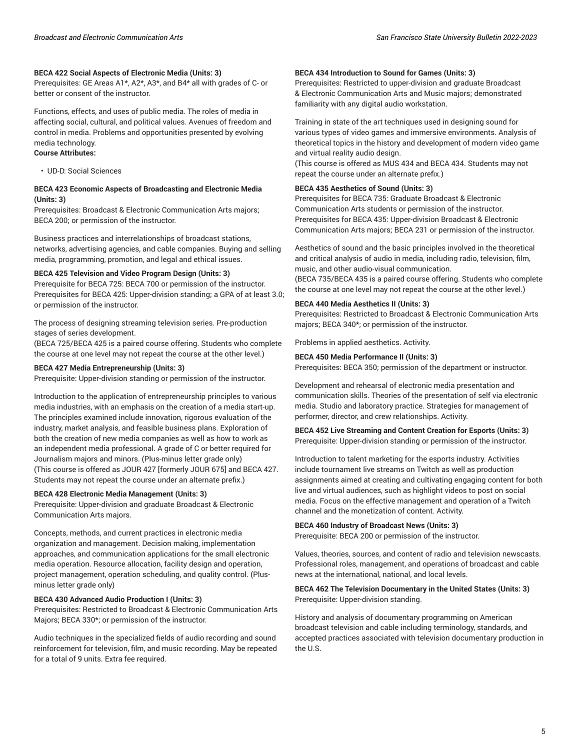**BECA 422 Social Aspects of Electronic Media (Units: 3)**
Prerequisites: GE Areas A1*, A2*, A3*, and B4* all with grades of C- or better or consent of the instructor.

Functions, effects, and uses of public media. The roles of media in affecting social, cultural, and political values. Avenues of freedom and control in media. Problems and opportunities presented by evolving media technology.
**Course Attributes:**

- UD-D: Social Sciences

**BECA 423 Economic Aspects of Broadcasting and Electronic Media (Units: 3)**
Prerequisites: Broadcast & Electronic Communication Arts majors; BECA 200; or permission of the instructor.

Business practices and interrelationships of broadcast stations, networks, advertising agencies, and cable companies. Buying and selling media, programming, promotion, and legal and ethical issues.

**BECA 425 Television and Video Program Design (Units: 3)**
Prerequisite for BECA 725: BECA 700 or permission of the instructor. Prerequisites for BECA 425: Upper-division standing; a GPA of at least 3.0; or permission of the instructor.

The process of designing streaming television series. Pre-production stages of series development.
(BECA 725/BECA 425 is a paired course offering. Students who complete the course at one level may not repeat the course at the other level.)

**BECA 427 Media Entrepreneurship (Units: 3)**
Prerequisite: Upper-division standing or permission of the instructor.

Introduction to the application of entrepreneurship principles to various media industries, with an emphasis on the creation of a media start-up. The principles examined include innovation, rigorous evaluation of the industry, market analysis, and feasible business plans. Exploration of both the creation of new media companies as well as how to work as an independent media professional. A grade of C or better required for Journalism majors and minors. (Plus-minus letter grade only)
(This course is offered as JOUR 427 [formerly JOUR 675] and BECA 427. Students may not repeat the course under an alternate prefix.)

**BECA 428 Electronic Media Management (Units: 3)**
Prerequisite: Upper-division and graduate Broadcast & Electronic Communication Arts majors.

Concepts, methods, and current practices in electronic media organization and management. Decision making, implementation approaches, and communication applications for the small electronic media operation. Resource allocation, facility design and operation, project management, operation scheduling, and quality control. (Plus-minus letter grade only)

**BECA 430 Advanced Audio Production I (Units: 3)**
Prerequisites: Restricted to Broadcast & Electronic Communication Arts Majors; BECA 330*; or permission of the instructor.

Audio techniques in the specialized fields of audio recording and sound reinforcement for television, film, and music recording. May be repeated for a total of 9 units. Extra fee required.

**BECA 434 Introduction to Sound for Games (Units: 3)**
Prerequisites: Restricted to upper-division and graduate Broadcast & Electronic Communication Arts and Music majors; demonstrated familiarity with any digital audio workstation.

Training in state of the art techniques used in designing sound for various types of video games and immersive environments. Analysis of theoretical topics in the history and development of modern video game and virtual reality audio design.
(This course is offered as MUS 434 and BECA 434. Students may not repeat the course under an alternate prefix.)

**BECA 435 Aesthetics of Sound (Units: 3)**
Prerequisites for BECA 735: Graduate Broadcast & Electronic Communication Arts students or permission of the instructor. Prerequisites for BECA 435: Upper-division Broadcast & Electronic Communication Arts majors; BECA 231 or permission of the instructor.

Aesthetics of sound and the basic principles involved in the theoretical and critical analysis of audio in media, including radio, television, film, music, and other audio-visual communication.
(BECA 735/BECA 435 is a paired course offering. Students who complete the course at one level may not repeat the course at the other level.)

**BECA 440 Media Aesthetics II (Units: 3)**
Prerequisites: Restricted to Broadcast & Electronic Communication Arts majors; BECA 340*; or permission of the instructor.

Problems in applied aesthetics. Activity.

**BECA 450 Media Performance II (Units: 3)**
Prerequisites: BECA 350; permission of the department or instructor.

Development and rehearsal of electronic media presentation and communication skills. Theories of the presentation of self via electronic media. Studio and laboratory practice. Strategies for management of performer, director, and crew relationships. Activity.

**BECA 452 Live Streaming and Content Creation for Esports (Units: 3)**
Prerequisite: Upper-division standing or permission of the instructor.

Introduction to talent marketing for the esports industry. Activities include tournament live streams on Twitch as well as production assignments aimed at creating and cultivating engaging content for both live and virtual audiences, such as highlight videos to post on social media. Focus on the effective management and operation of a Twitch channel and the monetization of content. Activity.

**BECA 460 Industry of Broadcast News (Units: 3)**
Prerequisite: BECA 200 or permission of the instructor.

Values, theories, sources, and content of radio and television newscasts. Professional roles, management, and operations of broadcast and cable news at the international, national, and local levels.

**BECA 462 The Television Documentary in the United States (Units: 3)**
Prerequisite: Upper-division standing.

History and analysis of documentary programming on American broadcast television and cable including terminology, standards, and accepted practices associated with television documentary production in the U.S.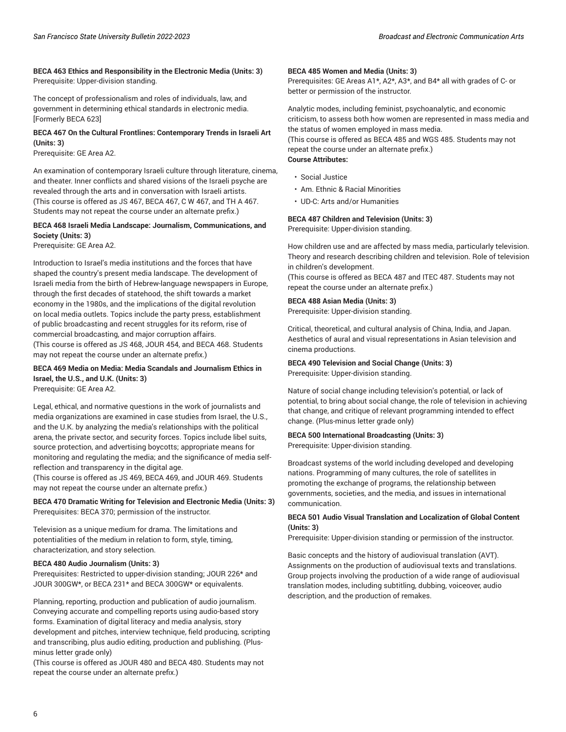**BECA 463 Ethics and Responsibility in the Electronic Media (Units: 3)**
Prerequisite: Upper-division standing.

The concept of professionalism and roles of individuals, law, and government in determining ethical standards in electronic media. [Formerly BECA 623]

**BECA 467 On the Cultural Frontlines: Contemporary Trends in Israeli Art (Units: 3)**
Prerequisite: GE Area A2.

An examination of contemporary Israeli culture through literature, cinema, and theater. Inner conflicts and shared visions of the Israeli psyche are revealed through the arts and in conversation with Israeli artists.
(This course is offered as JS 467, BECA 467, C W 467, and TH A 467. Students may not repeat the course under an alternate prefix.)

**BECA 468 Israeli Media Landscape: Journalism, Communications, and Society (Units: 3)**
Prerequisite: GE Area A2.

Introduction to Israel's media institutions and the forces that have shaped the country's present media landscape. The development of Israeli media from the birth of Hebrew-language newspapers in Europe, through the first decades of statehood, the shift towards a market economy in the 1980s, and the implications of the digital revolution on local media outlets. Topics include the party press, establishment of public broadcasting and recent struggles for its reform, rise of commercial broadcasting, and major corruption affairs.
(This course is offered as JS 468, JOUR 454, and BECA 468. Students may not repeat the course under an alternate prefix.)

**BECA 469 Media on Media: Media Scandals and Journalism Ethics in Israel, the U.S., and U.K. (Units: 3)**
Prerequisite: GE Area A2.

Legal, ethical, and normative questions in the work of journalists and media organizations are examined in case studies from Israel, the U.S., and the U.K. by analyzing the media's relationships with the political arena, the private sector, and security forces. Topics include libel suits, source protection, and advertising boycotts; appropriate means for monitoring and regulating the media; and the significance of media self-reflection and transparency in the digital age.
(This course is offered as JS 469, BECA 469, and JOUR 469. Students may not repeat the course under an alternate prefix.)

**BECA 470 Dramatic Writing for Television and Electronic Media (Units: 3)**
Prerequisites: BECA 370; permission of the instructor.

Television as a unique medium for drama. The limitations and potentialities of the medium in relation to form, style, timing, characterization, and story selection.

**BECA 480 Audio Journalism (Units: 3)**
Prerequisites: Restricted to upper-division standing; JOUR 226* and JOUR 300GW*, or BECA 231* and BECA 300GW* or equivalents.

Planning, reporting, production and publication of audio journalism. Conveying accurate and compelling reports using audio-based story forms. Examination of digital literacy and media analysis, story development and pitches, interview technique, field producing, scripting and transcribing, plus audio editing, production and publishing. (Plus-minus letter grade only)
(This course is offered as JOUR 480 and BECA 480. Students may not repeat the course under an alternate prefix.)

**BECA 485 Women and Media (Units: 3)**
Prerequisites: GE Areas A1*, A2*, A3*, and B4* all with grades of C- or better or permission of the instructor.

Analytic modes, including feminist, psychoanalytic, and economic criticism, to assess both how women are represented in mass media and the status of women employed in mass media.
(This course is offered as BECA 485 and WGS 485. Students may not repeat the course under an alternate prefix.)
**Course Attributes:**

- Social Justice
- Am. Ethnic & Racial Minorities
- UD-C: Arts and/or Humanities

**BECA 487 Children and Television (Units: 3)**
Prerequisite: Upper-division standing.

How children use and are affected by mass media, particularly television. Theory and research describing children and television. Role of television in children's development.
(This course is offered as BECA 487 and ITEC 487. Students may not repeat the course under an alternate prefix.)

**BECA 488 Asian Media (Units: 3)**
Prerequisite: Upper-division standing.

Critical, theoretical, and cultural analysis of China, India, and Japan. Aesthetics of aural and visual representations in Asian television and cinema productions.

**BECA 490 Television and Social Change (Units: 3)**
Prerequisite: Upper-division standing.

Nature of social change including television's potential, or lack of potential, to bring about social change, the role of television in achieving that change, and critique of relevant programming intended to effect change. (Plus-minus letter grade only)

**BECA 500 International Broadcasting (Units: 3)**
Prerequisite: Upper-division standing.

Broadcast systems of the world including developed and developing nations. Programming of many cultures, the role of satellites in promoting the exchange of programs, the relationship between governments, societies, and the media, and issues in international communication.

**BECA 501 Audio Visual Translation and Localization of Global Content (Units: 3)**
Prerequisite: Upper-division standing or permission of the instructor.

Basic concepts and the history of audiovisual translation (AVT). Assignments on the production of audiovisual texts and translations. Group projects involving the production of a wide range of audiovisual translation modes, including subtitling, dubbing, voiceover, audio description, and the production of remakes.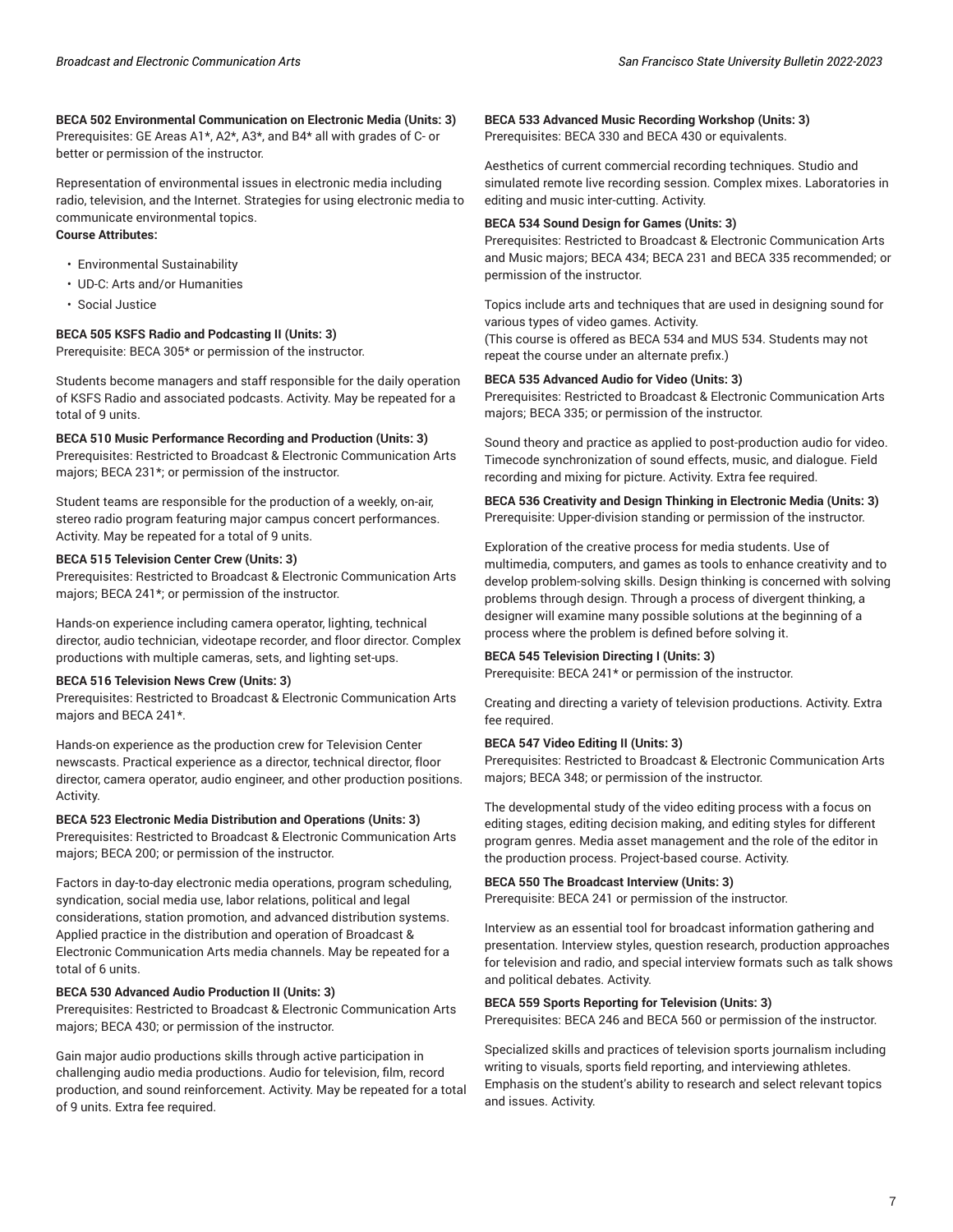**BECA 502 Environmental Communication on Electronic Media (Units: 3)**
Prerequisites: GE Areas A1*, A2*, A3*, and B4* all with grades of C- or better or permission of the instructor.

Representation of environmental issues in electronic media including radio, television, and the Internet. Strategies for using electronic media to communicate environmental topics.

**Course Attributes:**

- Environmental Sustainability
- UD-C: Arts and/or Humanities
- Social Justice

**BECA 505 KSFS Radio and Podcasting II (Units: 3)**
Prerequisite: BECA 305* or permission of the instructor.

Students become managers and staff responsible for the daily operation of KSFS Radio and associated podcasts. Activity. May be repeated for a total of 9 units.

**BECA 510 Music Performance Recording and Production (Units: 3)**
Prerequisites: Restricted to Broadcast & Electronic Communication Arts majors; BECA 231*; or permission of the instructor.

Student teams are responsible for the production of a weekly, on-air, stereo radio program featuring major campus concert performances. Activity. May be repeated for a total of 9 units.

**BECA 515 Television Center Crew (Units: 3)**
Prerequisites: Restricted to Broadcast & Electronic Communication Arts majors; BECA 241*; or permission of the instructor.

Hands-on experience including camera operator, lighting, technical director, audio technician, videotape recorder, and floor director. Complex productions with multiple cameras, sets, and lighting set-ups.

**BECA 516 Television News Crew (Units: 3)**
Prerequisites: Restricted to Broadcast & Electronic Communication Arts majors and BECA 241*.

Hands-on experience as the production crew for Television Center newscasts. Practical experience as a director, technical director, floor director, camera operator, audio engineer, and other production positions. Activity.

**BECA 523 Electronic Media Distribution and Operations (Units: 3)**
Prerequisites: Restricted to Broadcast & Electronic Communication Arts majors; BECA 200; or permission of the instructor.

Factors in day-to-day electronic media operations, program scheduling, syndication, social media use, labor relations, political and legal considerations, station promotion, and advanced distribution systems. Applied practice in the distribution and operation of Broadcast & Electronic Communication Arts media channels. May be repeated for a total of 6 units.

**BECA 530 Advanced Audio Production II (Units: 3)**
Prerequisites: Restricted to Broadcast & Electronic Communication Arts majors; BECA 430; or permission of the instructor.

Gain major audio productions skills through active participation in challenging audio media productions. Audio for television, film, record production, and sound reinforcement. Activity. May be repeated for a total of 9 units. Extra fee required.

**BECA 533 Advanced Music Recording Workshop (Units: 3)**
Prerequisites: BECA 330 and BECA 430 or equivalents.

Aesthetics of current commercial recording techniques. Studio and simulated remote live recording session. Complex mixes. Laboratories in editing and music inter-cutting. Activity.

**BECA 534 Sound Design for Games (Units: 3)**
Prerequisites: Restricted to Broadcast & Electronic Communication Arts and Music majors; BECA 434; BECA 231 and BECA 335 recommended; or permission of the instructor.

Topics include arts and techniques that are used in designing sound for various types of video games. Activity.
(This course is offered as BECA 534 and MUS 534. Students may not repeat the course under an alternate prefix.)

**BECA 535 Advanced Audio for Video (Units: 3)**
Prerequisites: Restricted to Broadcast & Electronic Communication Arts majors; BECA 335; or permission of the instructor.

Sound theory and practice as applied to post-production audio for video. Timecode synchronization of sound effects, music, and dialogue. Field recording and mixing for picture. Activity. Extra fee required.

**BECA 536 Creativity and Design Thinking in Electronic Media (Units: 3)**
Prerequisite: Upper-division standing or permission of the instructor.

Exploration of the creative process for media students. Use of multimedia, computers, and games as tools to enhance creativity and to develop problem-solving skills. Design thinking is concerned with solving problems through design. Through a process of divergent thinking, a designer will examine many possible solutions at the beginning of a process where the problem is defined before solving it.

**BECA 545 Television Directing I (Units: 3)**
Prerequisite: BECA 241* or permission of the instructor.

Creating and directing a variety of television productions. Activity. Extra fee required.

**BECA 547 Video Editing II (Units: 3)**
Prerequisites: Restricted to Broadcast & Electronic Communication Arts majors; BECA 348; or permission of the instructor.

The developmental study of the video editing process with a focus on editing stages, editing decision making, and editing styles for different program genres. Media asset management and the role of the editor in the production process. Project-based course. Activity.

**BECA 550 The Broadcast Interview (Units: 3)**
Prerequisite: BECA 241 or permission of the instructor.

Interview as an essential tool for broadcast information gathering and presentation. Interview styles, question research, production approaches for television and radio, and special interview formats such as talk shows and political debates. Activity.

**BECA 559 Sports Reporting for Television (Units: 3)**
Prerequisites: BECA 246 and BECA 560 or permission of the instructor.

Specialized skills and practices of television sports journalism including writing to visuals, sports field reporting, and interviewing athletes. Emphasis on the student's ability to research and select relevant topics and issues. Activity.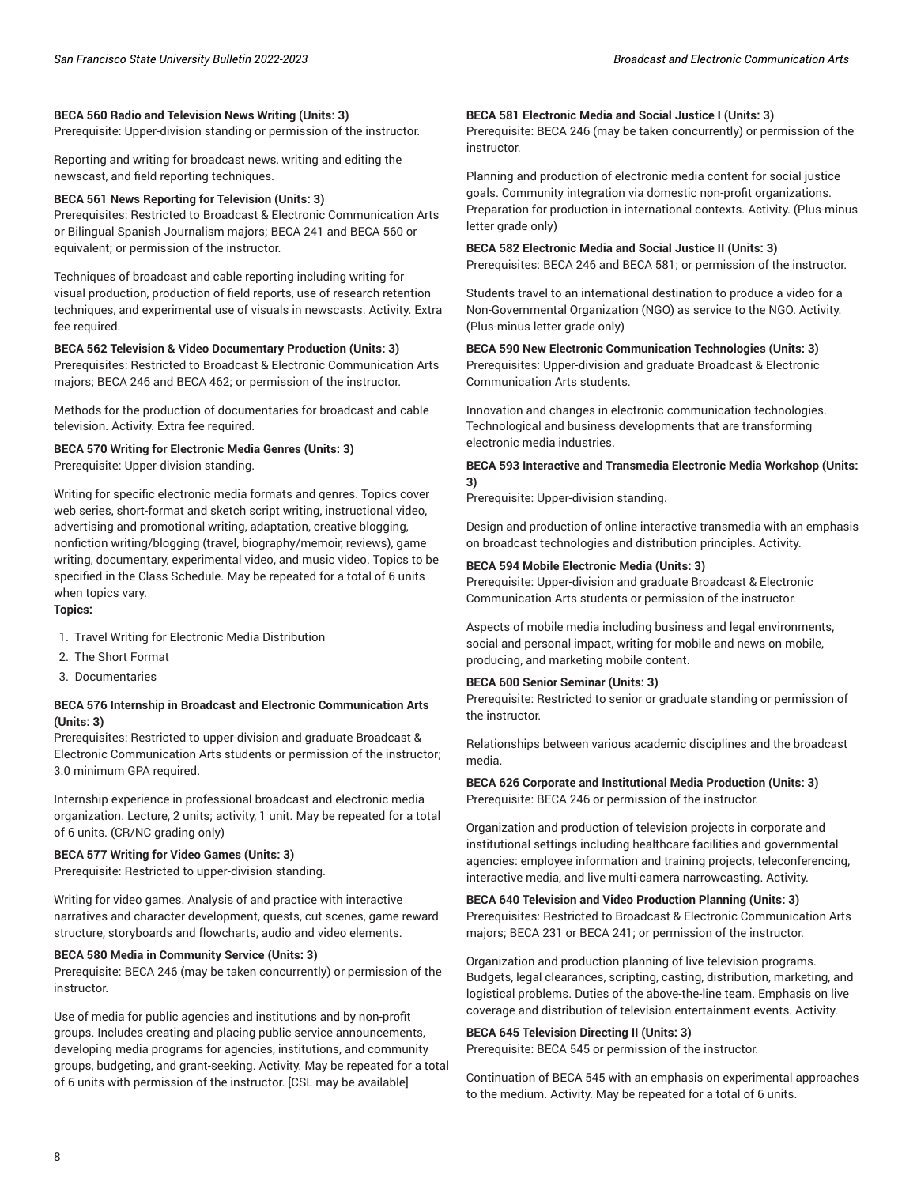**BECA 560 Radio and Television News Writing (Units: 3)**
Prerequisite: Upper-division standing or permission of the instructor.

Reporting and writing for broadcast news, writing and editing the newscast, and field reporting techniques.

**BECA 561 News Reporting for Television (Units: 3)**
Prerequisites: Restricted to Broadcast & Electronic Communication Arts or Bilingual Spanish Journalism majors; BECA 241 and BECA 560 or equivalent; or permission of the instructor.

Techniques of broadcast and cable reporting including writing for visual production, production of field reports, use of research retention techniques, and experimental use of visuals in newscasts. Activity. Extra fee required.

**BECA 562 Television & Video Documentary Production (Units: 3)**
Prerequisites: Restricted to Broadcast & Electronic Communication Arts majors; BECA 246 and BECA 462; or permission of the instructor.

Methods for the production of documentaries for broadcast and cable television. Activity. Extra fee required.

**BECA 570 Writing for Electronic Media Genres (Units: 3)**
Prerequisite: Upper-division standing.

Writing for specific electronic media formats and genres. Topics cover web series, short-format and sketch script writing, instructional video, advertising and promotional writing, adaptation, creative blogging, nonfiction writing/blogging (travel, biography/memoir, reviews), game writing, documentary, experimental video, and music video. Topics to be specified in the Class Schedule. May be repeated for a total of 6 units when topics vary.
**Topics:**

1. Travel Writing for Electronic Media Distribution
2. The Short Format
3. Documentaries

**BECA 576 Internship in Broadcast and Electronic Communication Arts (Units: 3)**
Prerequisites: Restricted to upper-division and graduate Broadcast & Electronic Communication Arts students or permission of the instructor; 3.0 minimum GPA required.

Internship experience in professional broadcast and electronic media organization. Lecture, 2 units; activity, 1 unit. May be repeated for a total of 6 units. (CR/NC grading only)

**BECA 577 Writing for Video Games (Units: 3)**
Prerequisite: Restricted to upper-division standing.

Writing for video games. Analysis of and practice with interactive narratives and character development, quests, cut scenes, game reward structure, storyboards and flowcharts, audio and video elements.

**BECA 580 Media in Community Service (Units: 3)**
Prerequisite: BECA 246 (may be taken concurrently) or permission of the instructor.

Use of media for public agencies and institutions and by non-profit groups. Includes creating and placing public service announcements, developing media programs for agencies, institutions, and community groups, budgeting, and grant-seeking. Activity. May be repeated for a total of 6 units with permission of the instructor. [CSL may be available]

**BECA 581 Electronic Media and Social Justice I (Units: 3)**
Prerequisite: BECA 246 (may be taken concurrently) or permission of the instructor.

Planning and production of electronic media content for social justice goals. Community integration via domestic non-profit organizations. Preparation for production in international contexts. Activity. (Plus-minus letter grade only)

**BECA 582 Electronic Media and Social Justice II (Units: 3)**
Prerequisites: BECA 246 and BECA 581; or permission of the instructor.

Students travel to an international destination to produce a video for a Non-Governmental Organization (NGO) as service to the NGO. Activity. (Plus-minus letter grade only)

**BECA 590 New Electronic Communication Technologies (Units: 3)**
Prerequisites: Upper-division and graduate Broadcast & Electronic Communication Arts students.

Innovation and changes in electronic communication technologies. Technological and business developments that are transforming electronic media industries.

**BECA 593 Interactive and Transmedia Electronic Media Workshop (Units: 3)**
Prerequisite: Upper-division standing.

Design and production of online interactive transmedia with an emphasis on broadcast technologies and distribution principles. Activity.

**BECA 594 Mobile Electronic Media (Units: 3)**
Prerequisite: Upper-division and graduate Broadcast & Electronic Communication Arts students or permission of the instructor.

Aspects of mobile media including business and legal environments, social and personal impact, writing for mobile and news on mobile, producing, and marketing mobile content.

**BECA 600 Senior Seminar (Units: 3)**
Prerequisite: Restricted to senior or graduate standing or permission of the instructor.

Relationships between various academic disciplines and the broadcast media.

**BECA 626 Corporate and Institutional Media Production (Units: 3)**
Prerequisite: BECA 246 or permission of the instructor.

Organization and production of television projects in corporate and institutional settings including healthcare facilities and governmental agencies: employee information and training projects, teleconferencing, interactive media, and live multi-camera narrowcasting. Activity.

**BECA 640 Television and Video Production Planning (Units: 3)**
Prerequisites: Restricted to Broadcast & Electronic Communication Arts majors; BECA 231 or BECA 241; or permission of the instructor.

Organization and production planning of live television programs. Budgets, legal clearances, scripting, casting, distribution, marketing, and logistical problems. Duties of the above-the-line team. Emphasis on live coverage and distribution of television entertainment events. Activity.

**BECA 645 Television Directing II (Units: 3)**
Prerequisite: BECA 545 or permission of the instructor.

Continuation of BECA 545 with an emphasis on experimental approaches to the medium. Activity. May be repeated for a total of 6 units.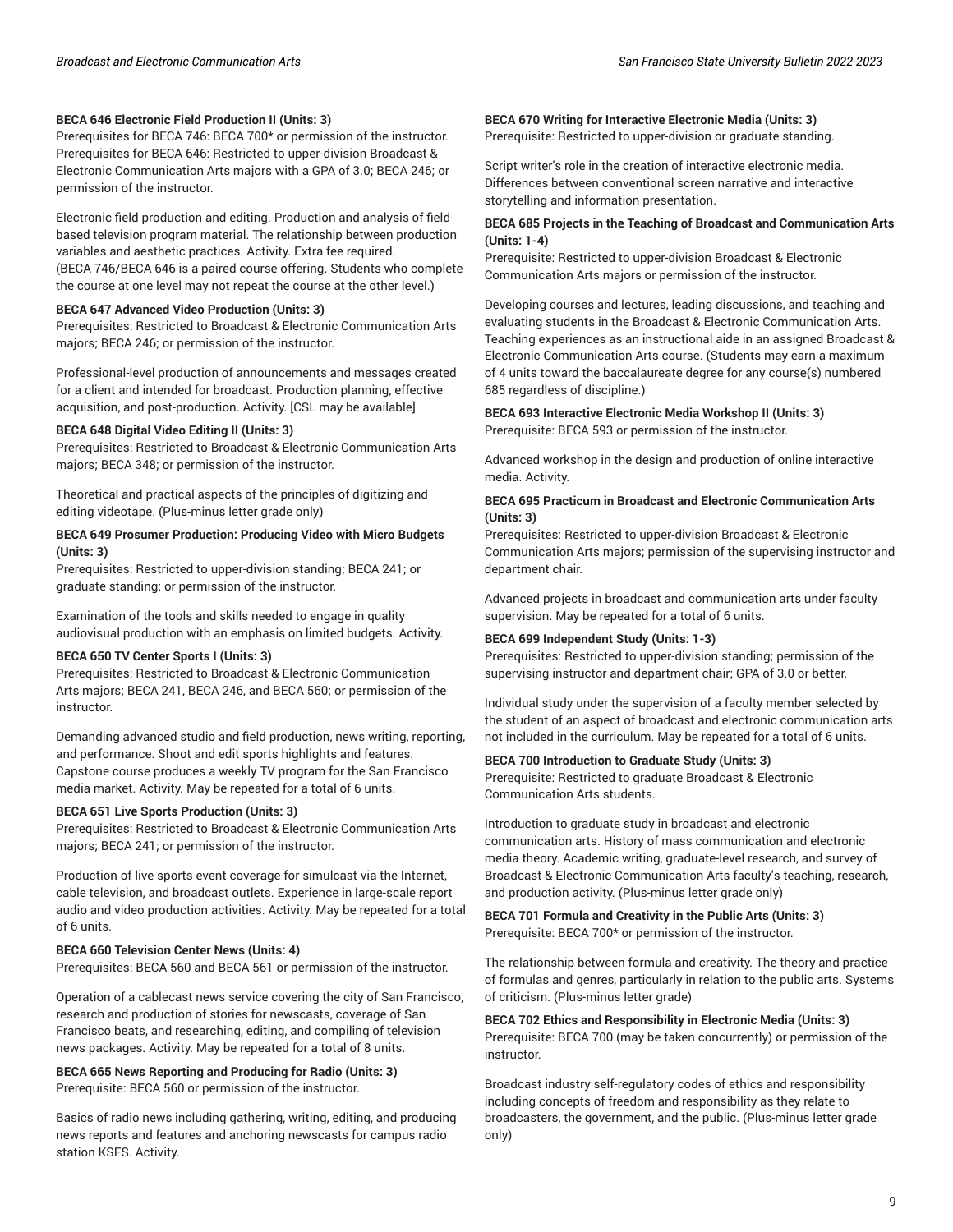**BECA 646 Electronic Field Production II (Units: 3)**
Prerequisites for BECA 746: BECA 700* or permission of the instructor. Prerequisites for BECA 646: Restricted to upper-division Broadcast & Electronic Communication Arts majors with a GPA of 3.0; BECA 246; or permission of the instructor.

Electronic field production and editing. Production and analysis of field-based television program material. The relationship between production variables and aesthetic practices. Activity. Extra fee required. (BECA 746/BECA 646 is a paired course offering. Students who complete the course at one level may not repeat the course at the other level.)

**BECA 647 Advanced Video Production (Units: 3)**
Prerequisites: Restricted to Broadcast & Electronic Communication Arts majors; BECA 246; or permission of the instructor.

Professional-level production of announcements and messages created for a client and intended for broadcast. Production planning, effective acquisition, and post-production. Activity. [CSL may be available]

**BECA 648 Digital Video Editing II (Units: 3)**
Prerequisites: Restricted to Broadcast & Electronic Communication Arts majors; BECA 348; or permission of the instructor.

Theoretical and practical aspects of the principles of digitizing and editing videotape. (Plus-minus letter grade only)

**BECA 649 Prosumer Production: Producing Video with Micro Budgets (Units: 3)**
Prerequisites: Restricted to upper-division standing; BECA 241; or graduate standing; or permission of the instructor.

Examination of the tools and skills needed to engage in quality audiovisual production with an emphasis on limited budgets. Activity.

**BECA 650 TV Center Sports I (Units: 3)**
Prerequisites: Restricted to Broadcast & Electronic Communication Arts majors; BECA 241, BECA 246, and BECA 560; or permission of the instructor.

Demanding advanced studio and field production, news writing, reporting, and performance. Shoot and edit sports highlights and features. Capstone course produces a weekly TV program for the San Francisco media market. Activity. May be repeated for a total of 6 units.

**BECA 651 Live Sports Production (Units: 3)**
Prerequisites: Restricted to Broadcast & Electronic Communication Arts majors; BECA 241; or permission of the instructor.

Production of live sports event coverage for simulcast via the Internet, cable television, and broadcast outlets. Experience in large-scale report audio and video production activities. Activity. May be repeated for a total of 6 units.

**BECA 660 Television Center News (Units: 4)**
Prerequisites: BECA 560 and BECA 561 or permission of the instructor.

Operation of a cablecast news service covering the city of San Francisco, research and production of stories for newscasts, coverage of San Francisco beats, and researching, editing, and compiling of television news packages. Activity. May be repeated for a total of 8 units.

**BECA 665 News Reporting and Producing for Radio (Units: 3)**
Prerequisite: BECA 560 or permission of the instructor.

Basics of radio news including gathering, writing, editing, and producing news reports and features and anchoring newscasts for campus radio station KSFS. Activity.

**BECA 670 Writing for Interactive Electronic Media (Units: 3)**
Prerequisite: Restricted to upper-division or graduate standing.

Script writer's role in the creation of interactive electronic media. Differences between conventional screen narrative and interactive storytelling and information presentation.

**BECA 685 Projects in the Teaching of Broadcast and Communication Arts (Units: 1-4)**
Prerequisite: Restricted to upper-division Broadcast & Electronic Communication Arts majors or permission of the instructor.

Developing courses and lectures, leading discussions, and teaching and evaluating students in the Broadcast & Electronic Communication Arts. Teaching experiences as an instructional aide in an assigned Broadcast & Electronic Communication Arts course. (Students may earn a maximum of 4 units toward the baccalaureate degree for any course(s) numbered 685 regardless of discipline.)

**BECA 693 Interactive Electronic Media Workshop II (Units: 3)**
Prerequisite: BECA 593 or permission of the instructor.

Advanced workshop in the design and production of online interactive media. Activity.

**BECA 695 Practicum in Broadcast and Electronic Communication Arts (Units: 3)**
Prerequisites: Restricted to upper-division Broadcast & Electronic Communication Arts majors; permission of the supervising instructor and department chair.

Advanced projects in broadcast and communication arts under faculty supervision. May be repeated for a total of 6 units.

**BECA 699 Independent Study (Units: 1-3)**
Prerequisites: Restricted to upper-division standing; permission of the supervising instructor and department chair; GPA of 3.0 or better.

Individual study under the supervision of a faculty member selected by the student of an aspect of broadcast and electronic communication arts not included in the curriculum. May be repeated for a total of 6 units.

**BECA 700 Introduction to Graduate Study (Units: 3)**
Prerequisite: Restricted to graduate Broadcast & Electronic Communication Arts students.

Introduction to graduate study in broadcast and electronic communication arts. History of mass communication and electronic media theory. Academic writing, graduate-level research, and survey of Broadcast & Electronic Communication Arts faculty's teaching, research, and production activity. (Plus-minus letter grade only)

**BECA 701 Formula and Creativity in the Public Arts (Units: 3)**
Prerequisite: BECA 700* or permission of the instructor.

The relationship between formula and creativity. The theory and practice of formulas and genres, particularly in relation to the public arts. Systems of criticism. (Plus-minus letter grade)

**BECA 702 Ethics and Responsibility in Electronic Media (Units: 3)**
Prerequisite: BECA 700 (may be taken concurrently) or permission of the instructor.

Broadcast industry self-regulatory codes of ethics and responsibility including concepts of freedom and responsibility as they relate to broadcasters, the government, and the public. (Plus-minus letter grade only)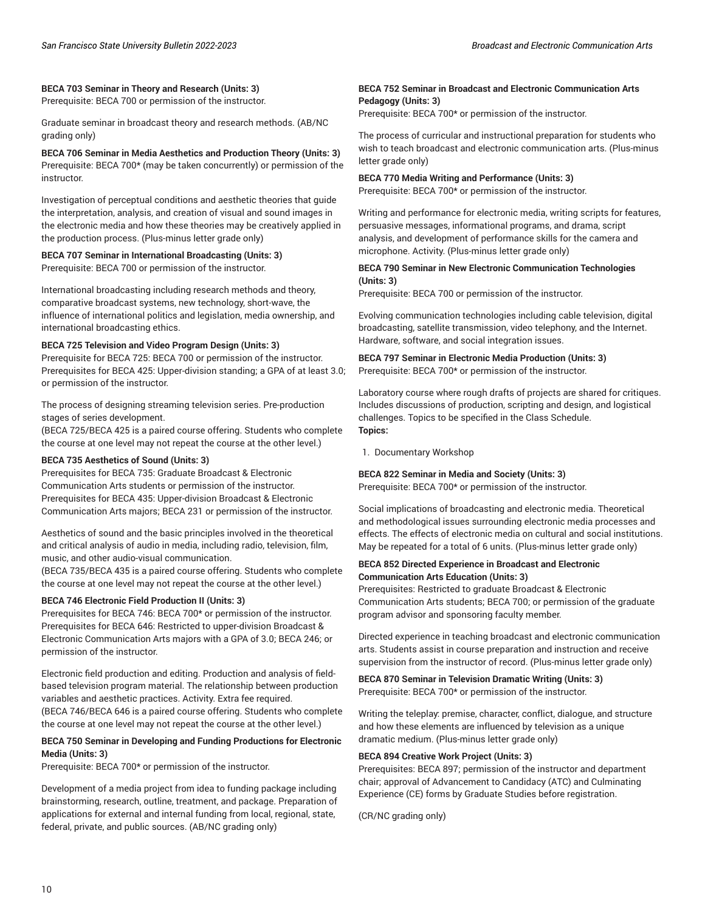**BECA 703 Seminar in Theory and Research (Units: 3)**
Prerequisite: BECA 700 or permission of the instructor.

Graduate seminar in broadcast theory and research methods. (AB/NC grading only)

**BECA 706 Seminar in Media Aesthetics and Production Theory (Units: 3)**
Prerequisite: BECA 700* (may be taken concurrently) or permission of the instructor.

Investigation of perceptual conditions and aesthetic theories that guide the interpretation, analysis, and creation of visual and sound images in the electronic media and how these theories may be creatively applied in the production process. (Plus-minus letter grade only)

**BECA 707 Seminar in International Broadcasting (Units: 3)**
Prerequisite: BECA 700 or permission of the instructor.

International broadcasting including research methods and theory, comparative broadcast systems, new technology, short-wave, the influence of international politics and legislation, media ownership, and international broadcasting ethics.

**BECA 725 Television and Video Program Design (Units: 3)**
Prerequisite for BECA 725: BECA 700 or permission of the instructor. Prerequisites for BECA 425: Upper-division standing; a GPA of at least 3.0; or permission of the instructor.

The process of designing streaming television series. Pre-production stages of series development.
(BECA 725/BECA 425 is a paired course offering. Students who complete the course at one level may not repeat the course at the other level.)

**BECA 735 Aesthetics of Sound (Units: 3)**
Prerequisites for BECA 735: Graduate Broadcast & Electronic Communication Arts students or permission of the instructor. Prerequisites for BECA 435: Upper-division Broadcast & Electronic Communication Arts majors; BECA 231 or permission of the instructor.

Aesthetics of sound and the basic principles involved in the theoretical and critical analysis of audio in media, including radio, television, film, music, and other audio-visual communication.
(BECA 735/BECA 435 is a paired course offering. Students who complete the course at one level may not repeat the course at the other level.)

**BECA 746 Electronic Field Production II (Units: 3)**
Prerequisites for BECA 746: BECA 700* or permission of the instructor. Prerequisites for BECA 646: Restricted to upper-division Broadcast & Electronic Communication Arts majors with a GPA of 3.0; BECA 246; or permission of the instructor.

Electronic field production and editing. Production and analysis of field-based television program material. The relationship between production variables and aesthetic practices. Activity. Extra fee required.
(BECA 746/BECA 646 is a paired course offering. Students who complete the course at one level may not repeat the course at the other level.)

**BECA 750 Seminar in Developing and Funding Productions for Electronic Media (Units: 3)**
Prerequisite: BECA 700* or permission of the instructor.

Development of a media project from idea to funding package including brainstorming, research, outline, treatment, and package. Preparation of applications for external and internal funding from local, regional, state, federal, private, and public sources. (AB/NC grading only)

**BECA 752 Seminar in Broadcast and Electronic Communication Arts Pedagogy (Units: 3)**
Prerequisite: BECA 700* or permission of the instructor.

The process of curricular and instructional preparation for students who wish to teach broadcast and electronic communication arts. (Plus-minus letter grade only)

**BECA 770 Media Writing and Performance (Units: 3)**
Prerequisite: BECA 700* or permission of the instructor.

Writing and performance for electronic media, writing scripts for features, persuasive messages, informational programs, and drama, script analysis, and development of performance skills for the camera and microphone. Activity. (Plus-minus letter grade only)

**BECA 790 Seminar in New Electronic Communication Technologies (Units: 3)**
Prerequisite: BECA 700 or permission of the instructor.

Evolving communication technologies including cable television, digital broadcasting, satellite transmission, video telephony, and the Internet. Hardware, software, and social integration issues.

**BECA 797 Seminar in Electronic Media Production (Units: 3)**
Prerequisite: BECA 700* or permission of the instructor.

Laboratory course where rough drafts of projects are shared for critiques. Includes discussions of production, scripting and design, and logistical challenges. Topics to be specified in the Class Schedule.
**Topics:**

1. Documentary Workshop

**BECA 822 Seminar in Media and Society (Units: 3)**
Prerequisite: BECA 700* or permission of the instructor.

Social implications of broadcasting and electronic media. Theoretical and methodological issues surrounding electronic media processes and effects. The effects of electronic media on cultural and social institutions. May be repeated for a total of 6 units. (Plus-minus letter grade only)

**BECA 852 Directed Experience in Broadcast and Electronic Communication Arts Education (Units: 3)**
Prerequisites: Restricted to graduate Broadcast & Electronic Communication Arts students; BECA 700; or permission of the graduate program advisor and sponsoring faculty member.

Directed experience in teaching broadcast and electronic communication arts. Students assist in course preparation and instruction and receive supervision from the instructor of record. (Plus-minus letter grade only)

**BECA 870 Seminar in Television Dramatic Writing (Units: 3)**
Prerequisite: BECA 700* or permission of the instructor.

Writing the teleplay: premise, character, conflict, dialogue, and structure and how these elements are influenced by television as a unique dramatic medium. (Plus-minus letter grade only)

**BECA 894 Creative Work Project (Units: 3)**
Prerequisites: BECA 897; permission of the instructor and department chair; approval of Advancement to Candidacy (ATC) and Culminating Experience (CE) forms by Graduate Studies before registration.

(CR/NC grading only)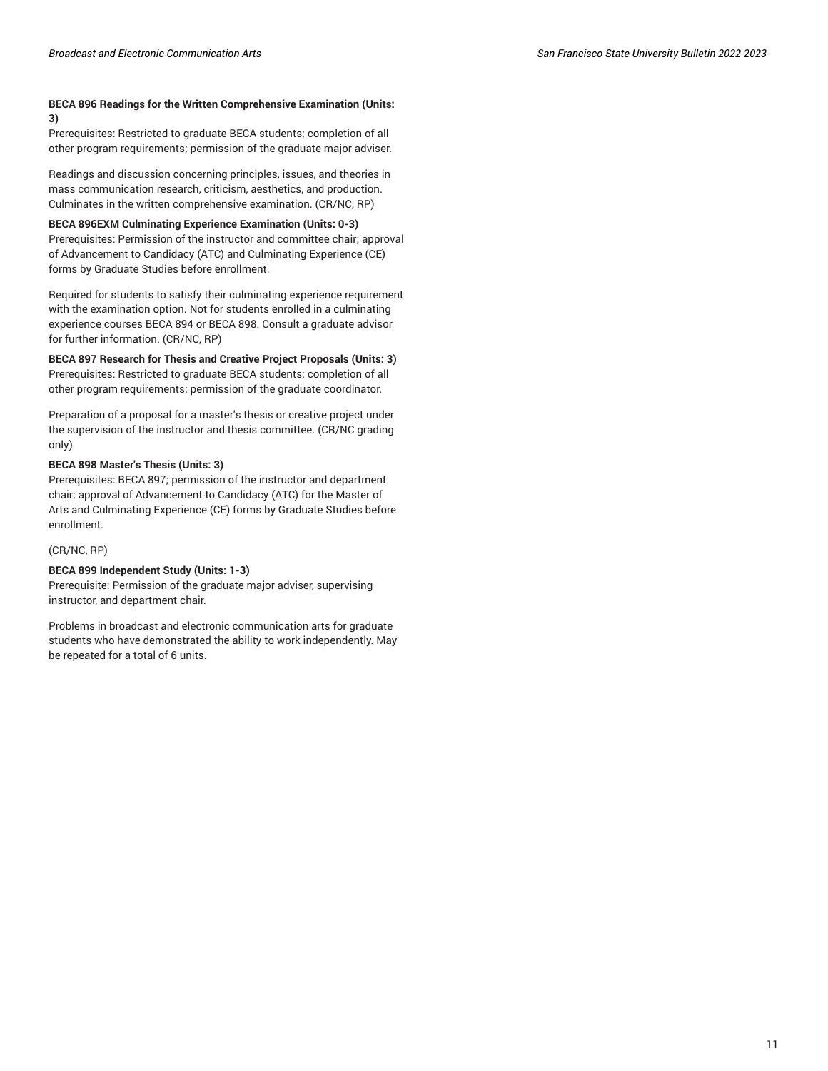**BECA 896 Readings for the Written Comprehensive Examination (Units: 3)**
Prerequisites: Restricted to graduate BECA students; completion of all other program requirements; permission of the graduate major adviser.

Readings and discussion concerning principles, issues, and theories in mass communication research, criticism, aesthetics, and production. Culminates in the written comprehensive examination. (CR/NC, RP)

**BECA 896EXM Culminating Experience Examination (Units: 0-3)**
Prerequisites: Permission of the instructor and committee chair; approval of Advancement to Candidacy (ATC) and Culminating Experience (CE) forms by Graduate Studies before enrollment.

Required for students to satisfy their culminating experience requirement with the examination option. Not for students enrolled in a culminating experience courses BECA 894 or BECA 898. Consult a graduate advisor for further information. (CR/NC, RP)

**BECA 897 Research for Thesis and Creative Project Proposals (Units: 3)**
Prerequisites: Restricted to graduate BECA students; completion of all other program requirements; permission of the graduate coordinator.

Preparation of a proposal for a master's thesis or creative project under the supervision of the instructor and thesis committee. (CR/NC grading only)

**BECA 898 Master's Thesis (Units: 3)**
Prerequisites: BECA 897; permission of the instructor and department chair; approval of Advancement to Candidacy (ATC) for the Master of Arts and Culminating Experience (CE) forms by Graduate Studies before enrollment.

(CR/NC, RP)

**BECA 899 Independent Study (Units: 1-3)**
Prerequisite: Permission of the graduate major adviser, supervising instructor, and department chair.

Problems in broadcast and electronic communication arts for graduate students who have demonstrated the ability to work independently. May be repeated for a total of 6 units.